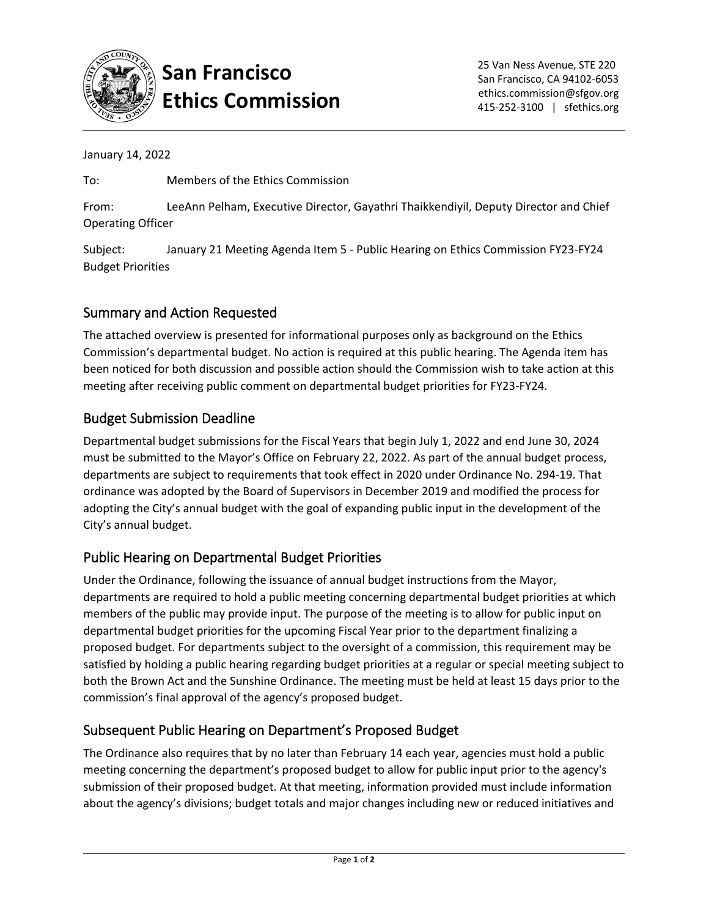# San Francisco Ethics Commission

25 Van Ness Avenue, STE 220
San Francisco, CA 94102-6053
ethics.commission@sfgov.org
415-252-3100 | sfethics.org

January 14, 2022

To: Members of the Ethics Commission

From: LeeAnn Pelham, Executive Director, Gayathri Thaikkendiyil, Deputy Director and Chief Operating Officer

Subject: January 21 Meeting Agenda Item 5 - Public Hearing on Ethics Commission FY23-FY24 Budget Priorities

## Summary and Action Requested

The attached overview is presented for informational purposes only as background on the Ethics Commission's departmental budget. No action is required at this public hearing. The Agenda item has been noticed for both discussion and possible action should the Commission wish to take action at this meeting after receiving public comment on departmental budget priorities for FY23-FY24.

## Budget Submission Deadline

Departmental budget submissions for the Fiscal Years that begin July 1, 2022 and end June 30, 2024 must be submitted to the Mayor's Office on February 22, 2022. As part of the annual budget process, departments are subject to requirements that took effect in 2020 under Ordinance No. 294-19. That ordinance was adopted by the Board of Supervisors in December 2019 and modified the process for adopting the City's annual budget with the goal of expanding public input in the development of the City's annual budget.

## Public Hearing on Departmental Budget Priorities

Under the Ordinance, following the issuance of annual budget instructions from the Mayor, departments are required to hold a public meeting concerning departmental budget priorities at which members of the public may provide input. The purpose of the meeting is to allow for public input on departmental budget priorities for the upcoming Fiscal Year prior to the department finalizing a proposed budget. For departments subject to the oversight of a commission, this requirement may be satisfied by holding a public hearing regarding budget priorities at a regular or special meeting subject to both the Brown Act and the Sunshine Ordinance. The meeting must be held at least 15 days prior to the commission's final approval of the agency's proposed budget.

## Subsequent Public Hearing on Department's Proposed Budget

The Ordinance also requires that by no later than February 14 each year, agencies must hold a public meeting concerning the department's proposed budget to allow for public input prior to the agency's submission of their proposed budget. At that meeting, information provided must include information about the agency's divisions; budget totals and major changes including new or reduced initiatives and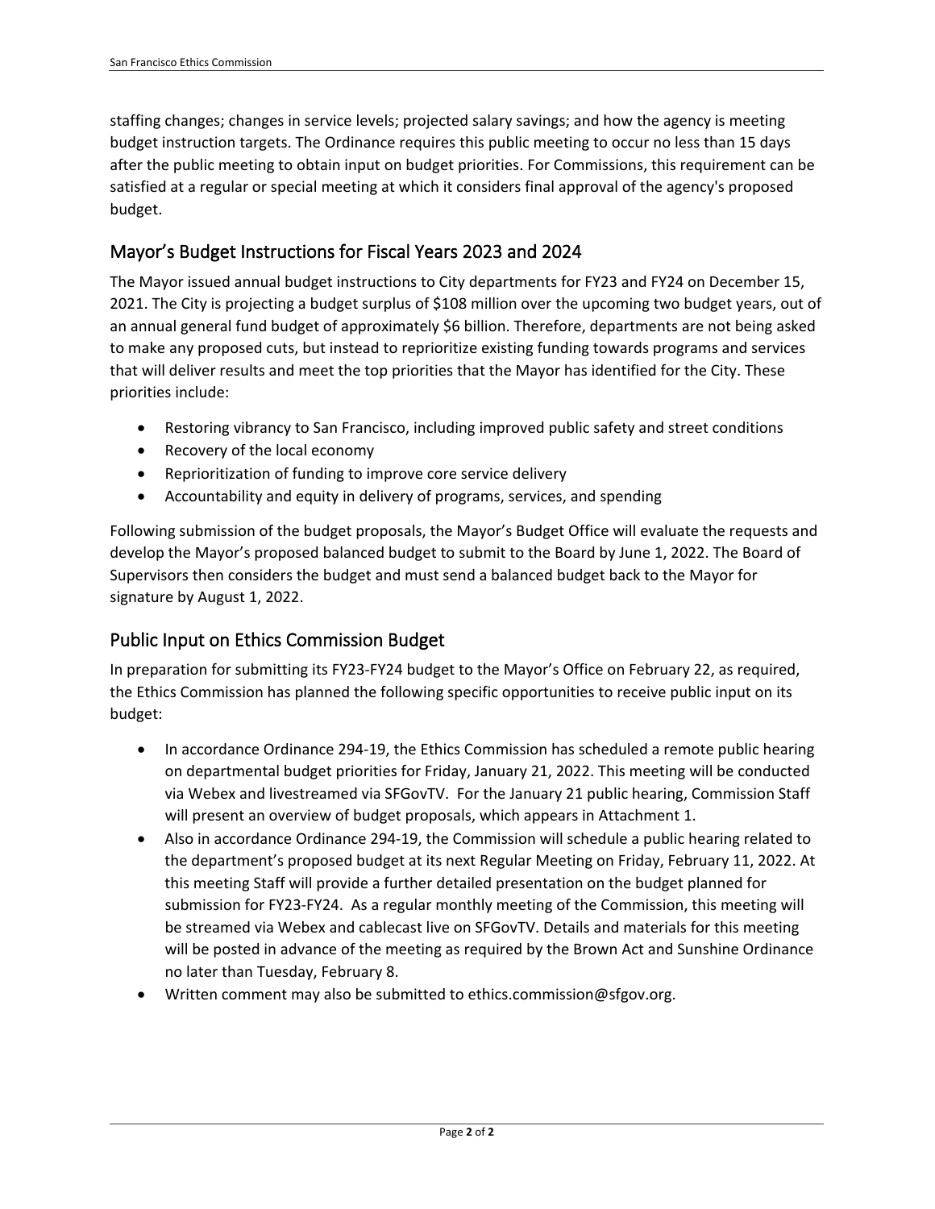staffing changes; changes in service levels; projected salary savings; and how the agency is meeting budget instruction targets. The Ordinance requires this public meeting to occur no less than 15 days after the public meeting to obtain input on budget priorities. For Commissions, this requirement can be satisfied at a regular or special meeting at which it considers final approval of the agency's proposed budget.

## Mayor's Budget Instructions for Fiscal Years 2023 and 2024

The Mayor issued annual budget instructions to City departments for FY23 and FY24 on December 15, 2021. The City is projecting a budget surplus of $108 million over the upcoming two budget years, out of an annual general fund budget of approximately $6 billion. Therefore, departments are not being asked to make any proposed cuts, but instead to reprioritize existing funding towards programs and services that will deliver results and meet the top priorities that the Mayor has identified for the City. These priorities include:

- Restoring vibrancy to San Francisco, including improved public safety and street conditions
- Recovery of the local economy
- Reprioritization of funding to improve core service delivery
- Accountability and equity in delivery of programs, services, and spending

Following submission of the budget proposals, the Mayor's Budget Office will evaluate the requests and develop the Mayor's proposed balanced budget to submit to the Board by June 1, 2022. The Board of Supervisors then considers the budget and must send a balanced budget back to the Mayor for signature by August 1, 2022.

## Public Input on Ethics Commission Budget

In preparation for submitting its FY23-FY24 budget to the Mayor's Office on February 22, as required, the Ethics Commission has planned the following specific opportunities to receive public input on its budget:

- In accordance Ordinance 294-19, the Ethics Commission has scheduled a remote public hearing on departmental budget priorities for Friday, January 21, 2022. This meeting will be conducted via Webex and livestreamed via SFGovTV. For the January 21 public hearing, Commission Staff will present an overview of budget proposals, which appears in Attachment 1.
- Also in accordance Ordinance 294-19, the Commission will schedule a public hearing related to the department's proposed budget at its next Regular Meeting on Friday, February 11, 2022. At this meeting Staff will provide a further detailed presentation on the budget planned for submission for FY23-FY24. As a regular monthly meeting of the Commission, this meeting will be streamed via Webex and cablecast live on SFGovTV. Details and materials for this meeting will be posted in advance of the meeting as required by the Brown Act and Sunshine Ordinance no later than Tuesday, February 8.
- Written comment may also be submitted to ethics.commission@sfgov.org.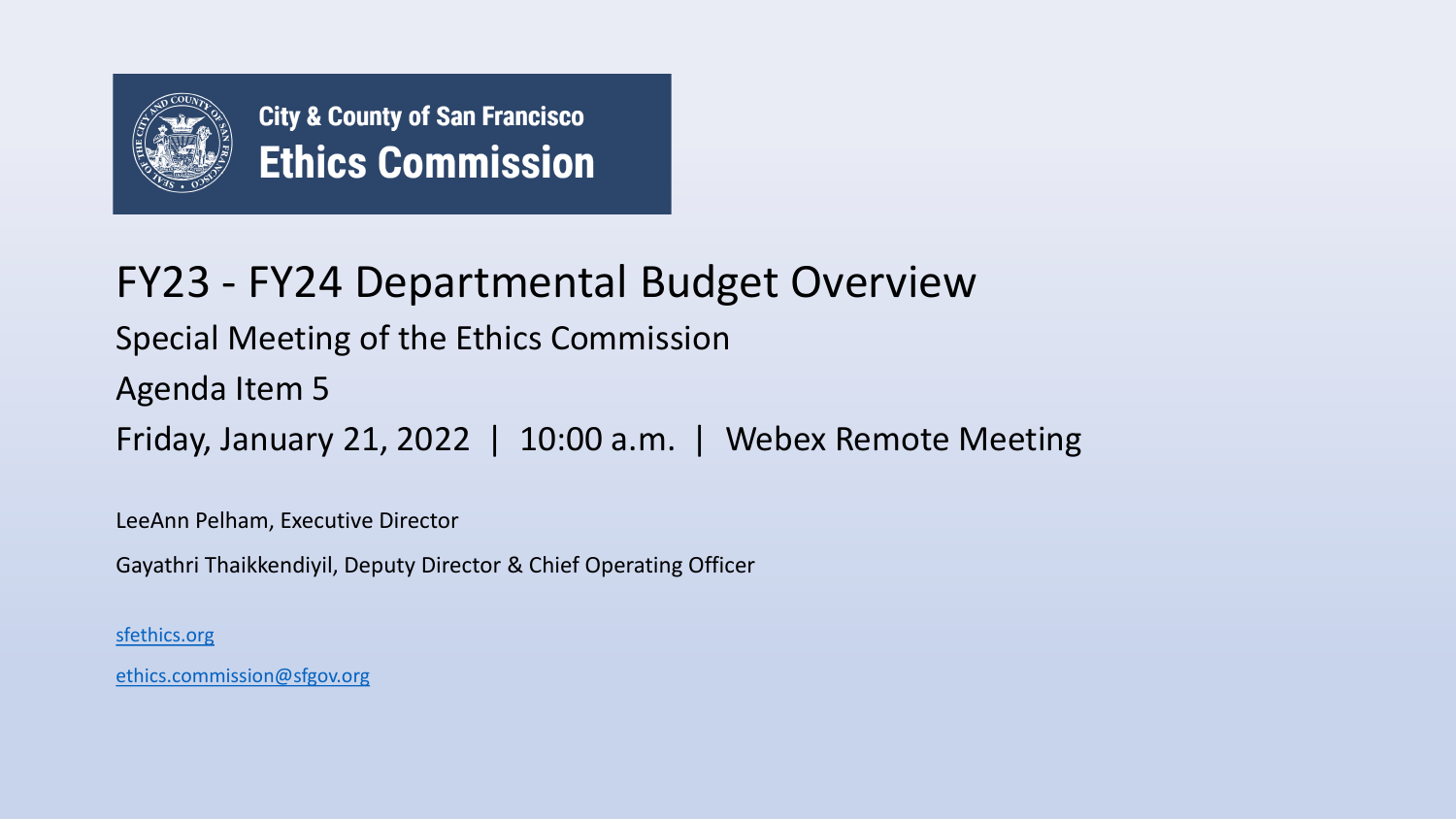City & County of San Francisco
**Ethics Commission**

# FY23 - FY24 Departmental Budget Overview

Special Meeting of the Ethics Commission

Agenda Item 5

Friday, January 21, 2022 | 10:00 a.m. | Webex Remote Meeting

LeeAnn Pelham, Executive Director

Gayathri Thaikkendiyil, Deputy Director & Chief Operating Officer

sfethics.org

ethics.commission@sfgov.org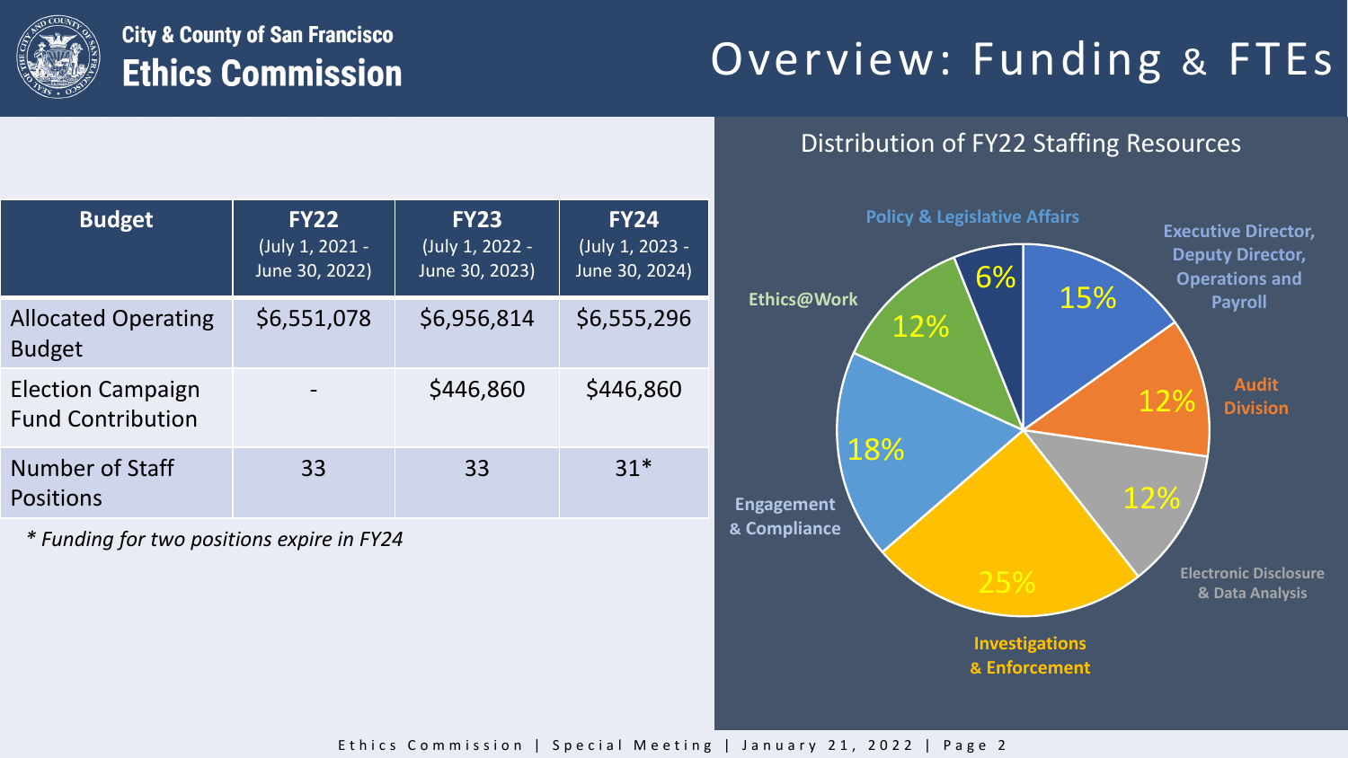# City & County of San Francisco Ethics Commission

# Overview: Funding & FTEs

| Budget | FY22 (July 1, 2021 - June 30, 2022) | FY23 (July 1, 2022 - June 30, 2023) | FY24 (July 1, 2023 - June 30, 2024) |
|---|---|---|---|
| Allocated Operating Budget | $6,551,078 | $6,956,814 | $6,555,296 |
| Election Campaign Fund Contribution | - | $446,860 | $446,860 |
| Number of Staff Positions | 33 | 33 | 31* |

*\* Funding for two positions expire in FY24*

## Distribution of FY22 Staffing Resources

- Executive Director, Deputy Director, Operations and Payroll: 15%
- Audit Division: 12%
- Electronic Disclosure & Data Analysis: 12%
- Investigations & Enforcement: 25%
- Engagement & Compliance: 18%
- Ethics@Work: 12%
- Policy & Legislative Affairs: 6%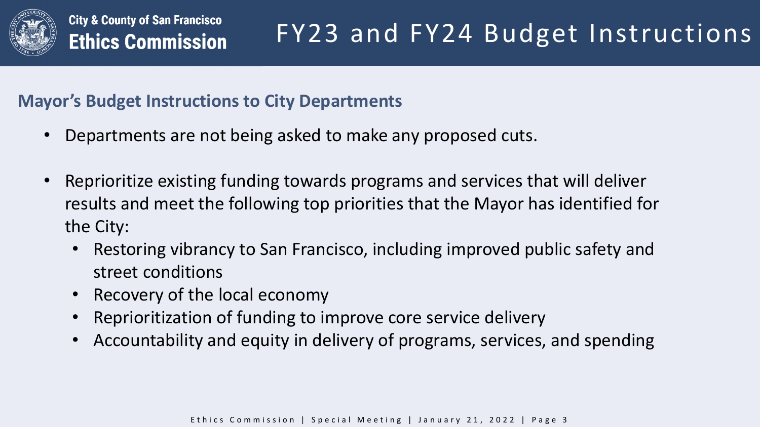# FY23 and FY24 Budget Instructions

## Mayor's Budget Instructions to City Departments

- Departments are not being asked to make any proposed cuts.
- Reprioritize existing funding towards programs and services that will deliver results and meet the following top priorities that the Mayor has identified for the City:
  - Restoring vibrancy to San Francisco, including improved public safety and street conditions
  - Recovery of the local economy
  - Reprioritization of funding to improve core service delivery
  - Accountability and equity in delivery of programs, services, and spending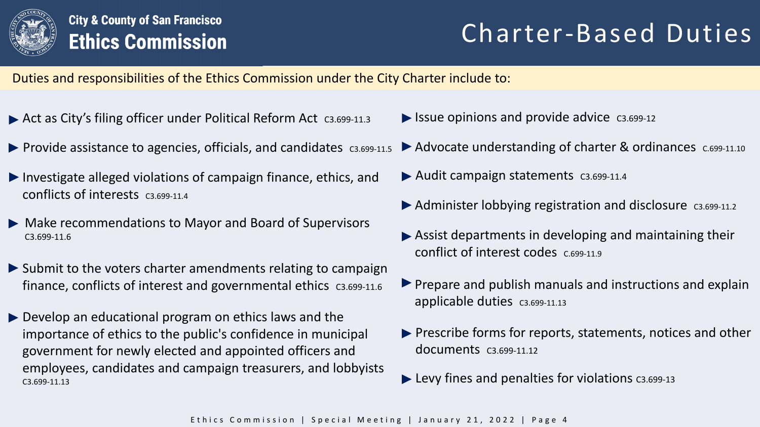# Charter-Based Duties

City & County of San Francisco
**Ethics Commission**

Duties and responsibilities of the Ethics Commission under the City Charter include to:

- Act as City's filing officer under Political Reform Act C3.699-11.3
- Provide assistance to agencies, officials, and candidates C3.699-11.5
- Investigate alleged violations of campaign finance, ethics, and conflicts of interests C3.699-11.4
- Make recommendations to Mayor and Board of Supervisors C3.699-11.6
- Submit to the voters charter amendments relating to campaign finance, conflicts of interest and governmental ethics C3.699-11.6
- Develop an educational program on ethics laws and the importance of ethics to the public's confidence in municipal government for newly elected and appointed officers and employees, candidates and campaign treasurers, and lobbyists C3.699-11.13
- Issue opinions and provide advice C3.699-12
- Advocate understanding of charter & ordinances C.699-11.10
- Audit campaign statements C3.699-11.4
- Administer lobbying registration and disclosure C3.699-11.2
- Assist departments in developing and maintaining their conflict of interest codes C.699-11.9
- Prepare and publish manuals and instructions and explain applicable duties C3.699-11.13
- Prescribe forms for reports, statements, notices and other documents C3.699-11.12
- Levy fines and penalties for violations C3.699-13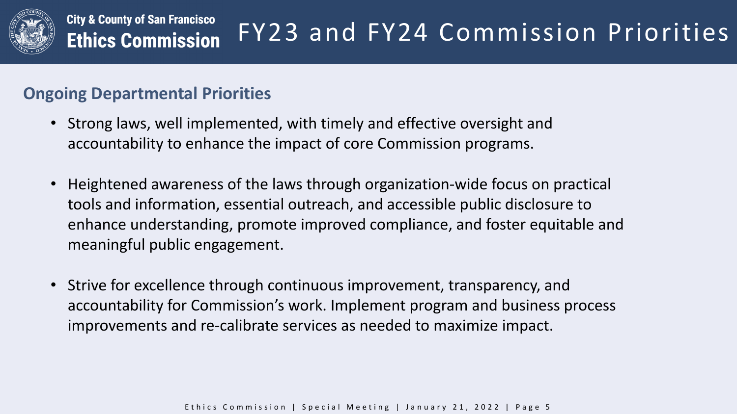# FY23 and FY24 Commission Priorities

City & County of San Francisco
**Ethics Commission**

## Ongoing Departmental Priorities

- Strong laws, well implemented, with timely and effective oversight and accountability to enhance the impact of core Commission programs.

- Heightened awareness of the laws through organization-wide focus on practical tools and information, essential outreach, and accessible public disclosure to enhance understanding, promote improved compliance, and foster equitable and meaningful public engagement.

- Strive for excellence through continuous improvement, transparency, and accountability for Commission's work. Implement program and business process improvements and re-calibrate services as needed to maximize impact.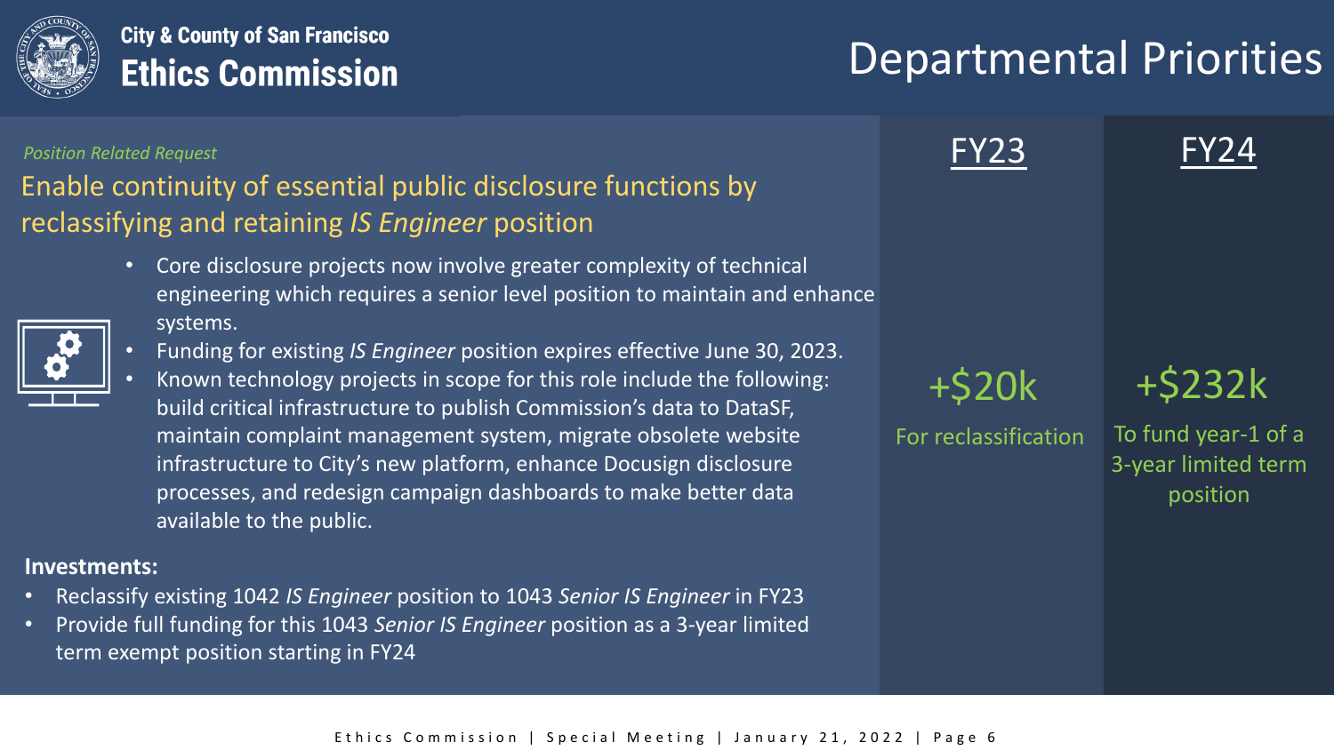# Departmental Priorities

City & County of San Francisco
**Ethics Commission**

*Position Related Request*

## Enable continuity of essential public disclosure functions by reclassifying and retaining *IS Engineer* position

- Core disclosure projects now involve greater complexity of technical engineering which requires a senior level position to maintain and enhance systems.
- Funding for existing *IS Engineer* position expires effective June 30, 2023.
- Known technology projects in scope for this role include the following: build critical infrastructure to publish Commission's data to DataSF, maintain complaint management system, migrate obsolete website infrastructure to City's new platform, enhance Docusign disclosure processes, and redesign campaign dashboards to make better data available to the public.

**Investments:**

- Reclassify existing 1042 *IS Engineer* position to 1043 *Senior IS Engineer* in FY23
- Provide full funding for this 1043 *Senior IS Engineer* position as a 3-year limited term exempt position starting in FY24

| FY23 | FY24 |
|---|---|
| +$20k | +$232k |
| For reclassification | To fund year-1 of a 3-year limited term position |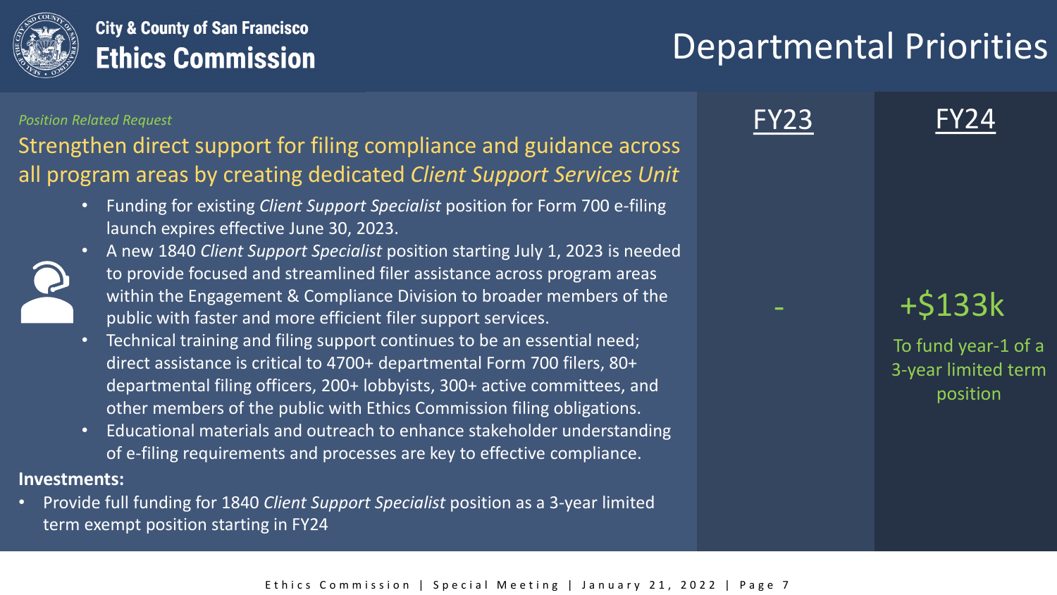# Departmental Priorities

City & County of San Francisco
**Ethics Commission**

*Position Related Request*

## Strengthen direct support for filing compliance and guidance across all program areas by creating dedicated *Client Support Services Unit*

- Funding for existing *Client Support Specialist* position for Form 700 e-filing launch expires effective June 30, 2023.
- A new 1840 *Client Support Specialist* position starting July 1, 2023 is needed to provide focused and streamlined filer assistance across program areas within the Engagement & Compliance Division to broader members of the public with faster and more efficient filer support services.
- Technical training and filing support continues to be an essential need; direct assistance is critical to 4700+ departmental Form 700 filers, 80+ departmental filing officers, 200+ lobbyists, 300+ active committees, and other members of the public with Ethics Commission filing obligations.
- Educational materials and outreach to enhance stakeholder understanding of e-filing requirements and processes are key to effective compliance.

**Investments:**

- Provide full funding for 1840 *Client Support Specialist* position as a 3-year limited term exempt position starting in FY24

| FY23 | FY24 |
|---|---|
| - | +$133k<br>To fund year-1 of a 3-year limited term position |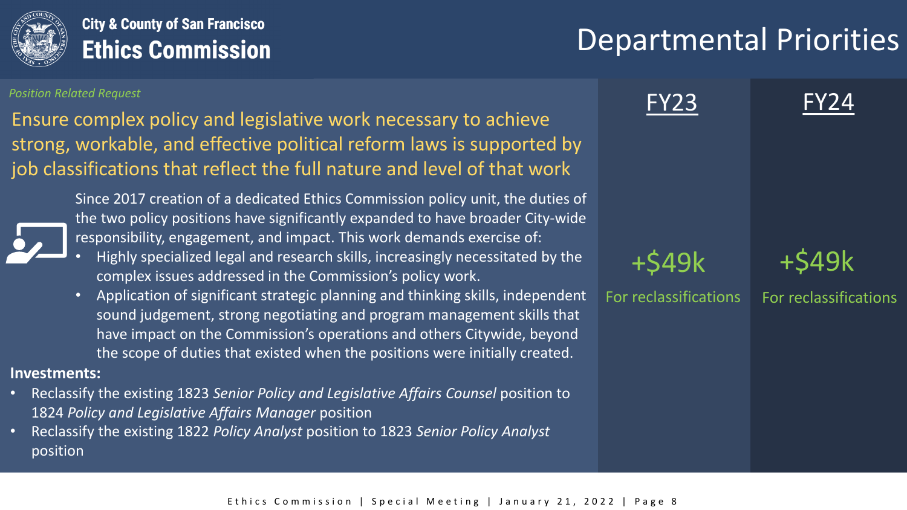# Departmental Priorities

City & County of San Francisco
**Ethics Commission**

*Position Related Request*

## Ensure complex policy and legislative work necessary to achieve strong, workable, and effective political reform laws is supported by job classifications that reflect the full nature and level of that work

Since 2017 creation of a dedicated Ethics Commission policy unit, the duties of the two policy positions have significantly expanded to have broader City-wide responsibility, engagement, and impact. This work demands exercise of:

- Highly specialized legal and research skills, increasingly necessitated by the complex issues addressed in the Commission's policy work.
- Application of significant strategic planning and thinking skills, independent sound judgement, strong negotiating and program management skills that have impact on the Commission's operations and others Citywide, beyond the scope of duties that existed when the positions were initially created.

**Investments:**

- Reclassify the existing 1823 *Senior Policy and Legislative Affairs Counsel* position to 1824 *Policy and Legislative Affairs Manager* position
- Reclassify the existing 1822 *Policy Analyst* position to 1823 *Senior Policy Analyst* position

| FY23 | FY24 |
| --- | --- |
| +$49k For reclassifications | +$49k For reclassifications |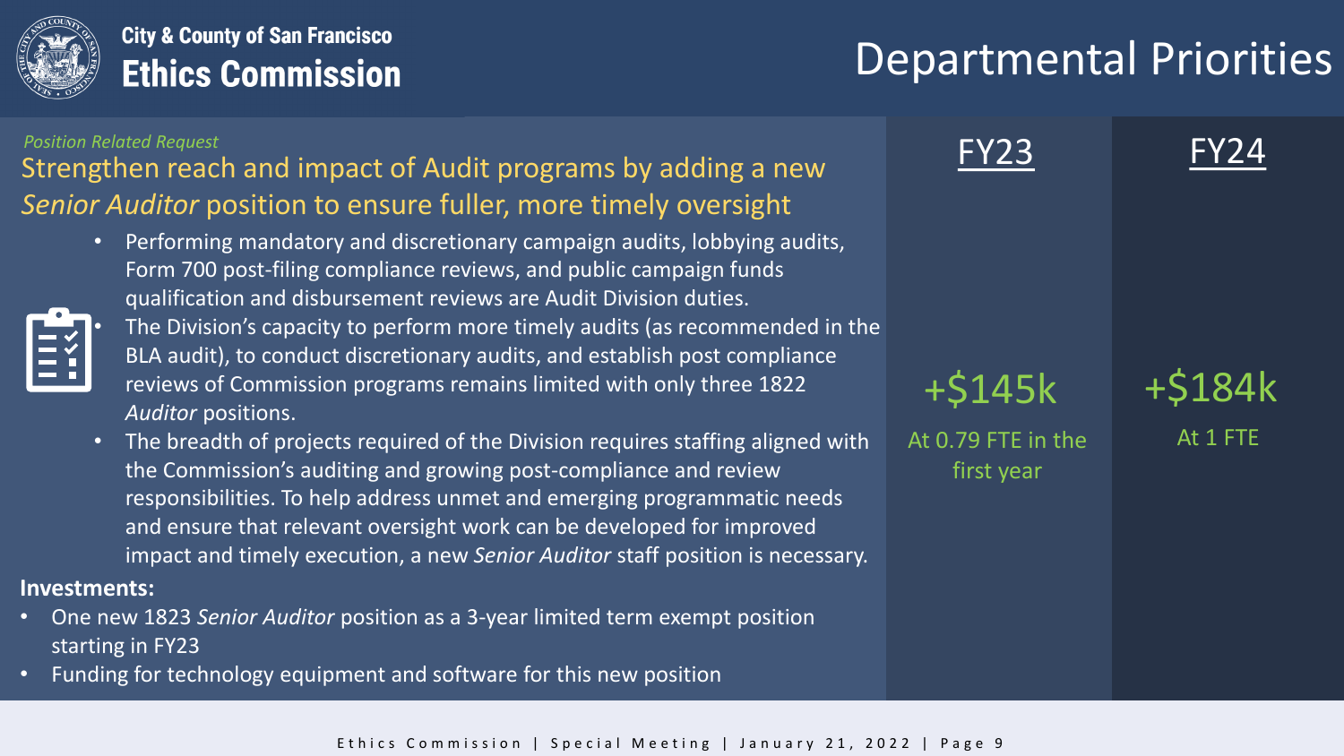# Departmental Priorities

*Position Related Request*

## Strengthen reach and impact of Audit programs by adding a new *Senior Auditor* position to ensure fuller, more timely oversight

- Performing mandatory and discretionary campaign audits, lobbying audits, Form 700 post-filing compliance reviews, and public campaign funds qualification and disbursement reviews are Audit Division duties.
- The Division's capacity to perform more timely audits (as recommended in the BLA audit), to conduct discretionary audits, and establish post compliance reviews of Commission programs remains limited with only three 1822 *Auditor* positions.
- The breadth of projects required of the Division requires staffing aligned with the Commission's auditing and growing post-compliance and review responsibilities. To help address unmet and emerging programmatic needs and ensure that relevant oversight work can be developed for improved impact and timely execution, a new *Senior Auditor* staff position is necessary.

**Investments:**

- One new 1823 *Senior Auditor* position as a 3-year limited term exempt position starting in FY23
- Funding for technology equipment and software for this new position

| FY23 | FY24 |
| --- | --- |
| +$145k | +$184k |
| At 0.79 FTE in the first year | At 1 FTE |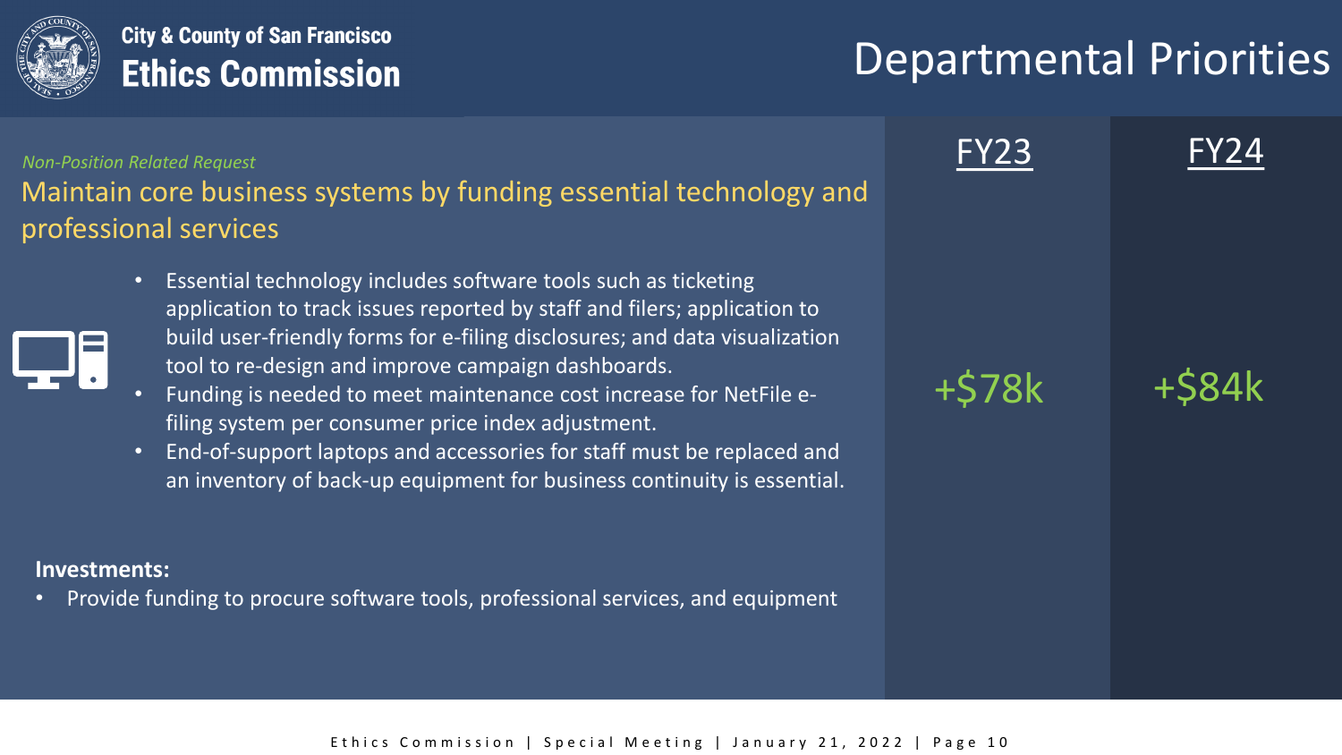City & County of San Francisco
**Ethics Commission**

# Departmental Priorities

*Non-Position Related Request*

## Maintain core business systems by funding essential technology and professional services

- Essential technology includes software tools such as ticketing application to track issues reported by staff and filers; application to build user-friendly forms for e-filing disclosures; and data visualization tool to re-design and improve campaign dashboards.
- Funding is needed to meet maintenance cost increase for NetFile e-filing system per consumer price index adjustment.
- End-of-support laptops and accessories for staff must be replaced and an inventory of back-up equipment for business continuity is essential.

**Investments:**

- Provide funding to procure software tools, professional services, and equipment

| FY23 | FY24 |
| --- | --- |
| +$78k | +$84k |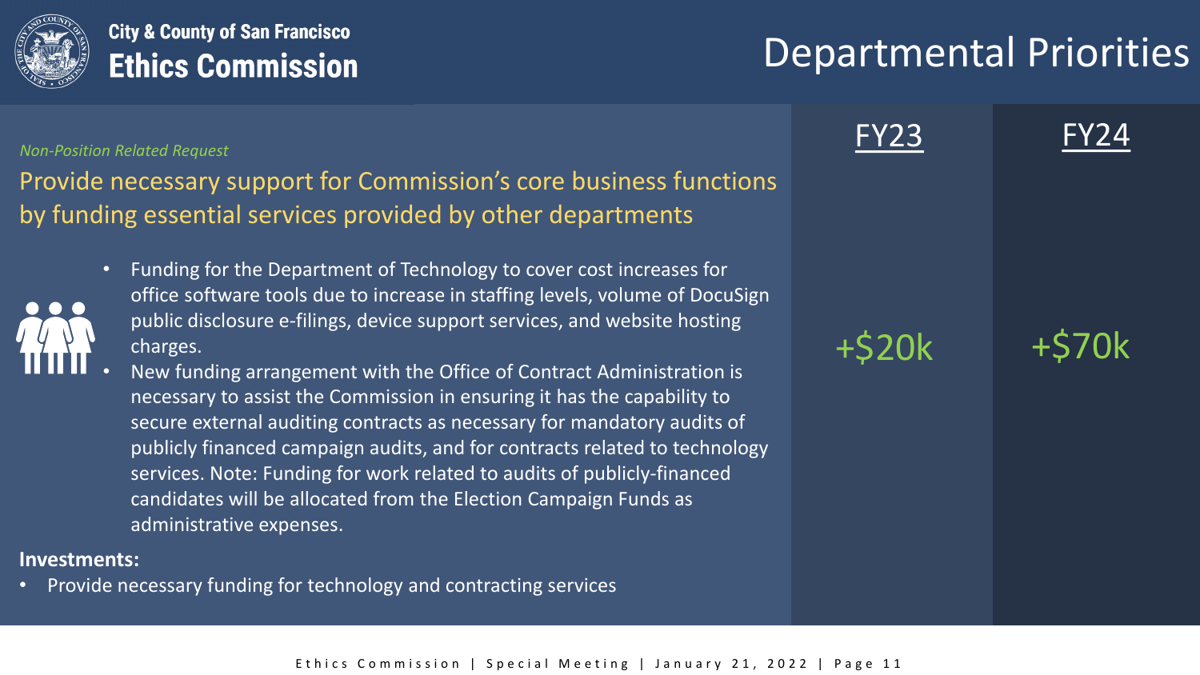**City & County of San Francisco**
**Ethics Commission**

# Departmental Priorities

*Non-Position Related Request*

## Provide necessary support for Commission's core business functions by funding essential services provided by other departments

- Funding for the Department of Technology to cover cost increases for office software tools due to increase in staffing levels, volume of DocuSign public disclosure e-filings, device support services, and website hosting charges.
- New funding arrangement with the Office of Contract Administration is necessary to assist the Commission in ensuring it has the capability to secure external auditing contracts as necessary for mandatory audits of publicly financed campaign audits, and for contracts related to technology services. Note: Funding for work related to audits of publicly-financed candidates will be allocated from the Election Campaign Funds as administrative expenses.

| FY23 | FY24 |
| --- | --- |
| +$20k | +$70k |

**Investments:**

- Provide necessary funding for technology and contracting services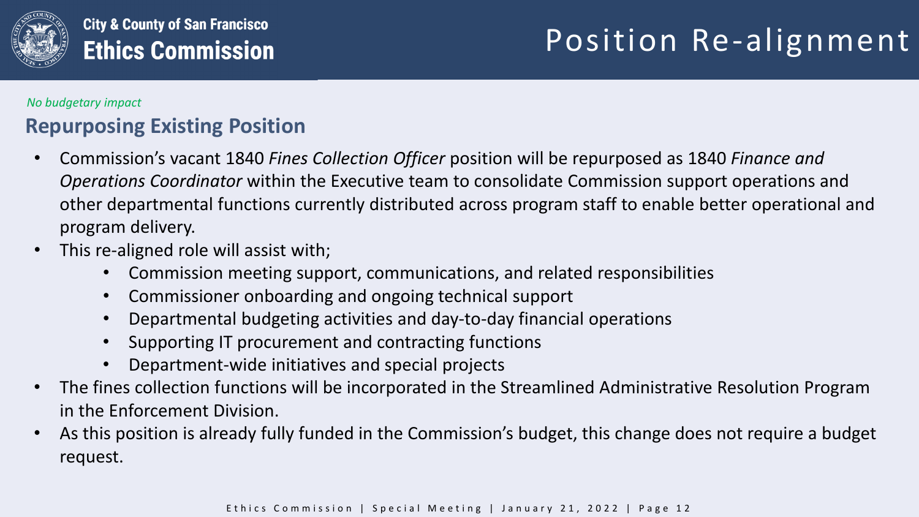City & County of San Francisco
**Ethics Commission**

# Position Re-alignment

*No budgetary impact*

## Repurposing Existing Position

- Commission's vacant 1840 *Fines Collection Officer* position will be repurposed as 1840 *Finance and Operations Coordinator* within the Executive team to consolidate Commission support operations and other departmental functions currently distributed across program staff to enable better operational and program delivery.
- This re-aligned role will assist with;
    - Commission meeting support, communications, and related responsibilities
    - Commissioner onboarding and ongoing technical support
    - Departmental budgeting activities and day-to-day financial operations
    - Supporting IT procurement and contracting functions
    - Department-wide initiatives and special projects
- The fines collection functions will be incorporated in the Streamlined Administrative Resolution Program in the Enforcement Division.
- As this position is already fully funded in the Commission's budget, this change does not require a budget request.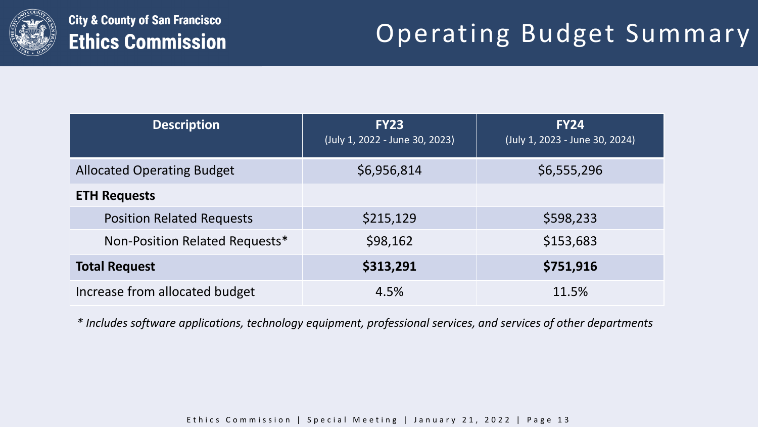City & County of San Francisco
**Ethics Commission**

# Operating Budget Summary

| Description | FY23 (July 1, 2022 - June 30, 2023) | FY24 (July 1, 2023 - June 30, 2024) |
|---|---|---|
| Allocated Operating Budget | $6,956,814 | $6,555,296 |
| **ETH Requests** | | |
| Position Related Requests | $215,129 | $598,233 |
| Non-Position Related Requests* | $98,162 | $153,683 |
| **Total Request** | **$313,291** | **$751,916** |
| Increase from allocated budget | 4.5% | 11.5% |

*\* Includes software applications, technology equipment, professional services, and services of other departments*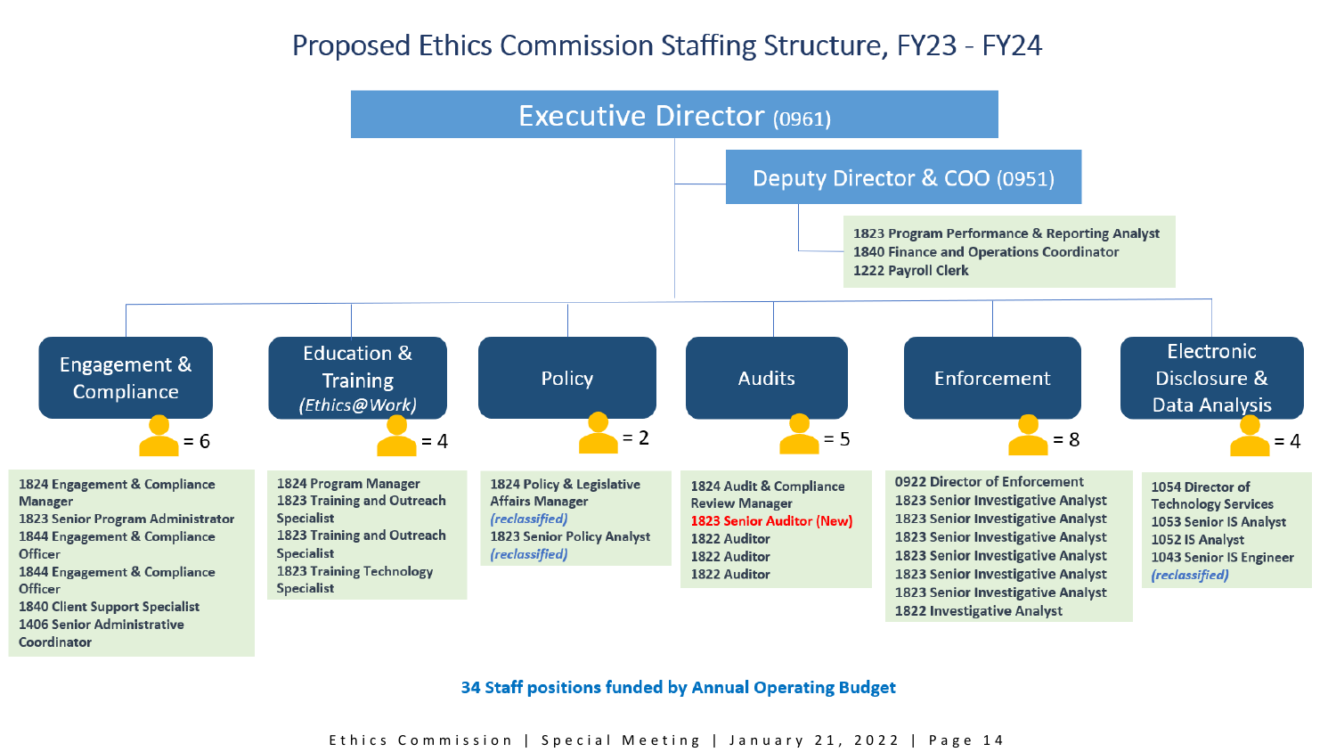# Proposed Ethics Commission Staffing Structure, FY23 - FY24

## Executive Director (0961)

### Deputy Director & COO (0951)

- 1823 Program Performance & Reporting Analyst
- 1840 Finance and Operations Coordinator
- 1222 Payroll Clerk

### Engagement & Compliance = 6

- 1824 Engagement & Compliance Manager
- 1823 Senior Program Administrator
- 1844 Engagement & Compliance Officer
- 1844 Engagement & Compliance Officer
- 1840 Client Support Specialist
- 1406 Senior Administrative Coordinator

### Education & Training *(Ethics@Work)* = 4

- 1824 Program Manager
- 1823 Training and Outreach Specialist
- 1823 Training and Outreach Specialist
- 1823 Training Technology Specialist

### Policy = 2

- 1824 Policy & Legislative Affairs Manager *(reclassified)*
- 1823 Senior Policy Analyst *(reclassified)*

### Audits = 5

- 1824 Audit & Compliance Review Manager
- 1823 Senior Auditor (New)
- 1822 Auditor
- 1822 Auditor
- 1822 Auditor

### Enforcement = 8

- 0922 Director of Enforcement
- 1823 Senior Investigative Analyst
- 1823 Senior Investigative Analyst
- 1823 Senior Investigative Analyst
- 1823 Senior Investigative Analyst
- 1823 Senior Investigative Analyst
- 1823 Senior Investigative Analyst
- 1822 Investigative Analyst

### Electronic Disclosure & Data Analysis = 4

- 1054 Director of Technology Services
- 1053 Senior IS Analyst
- 1052 IS Analyst
- 1043 Senior IS Engineer *(reclassified)*

**34 Staff positions funded by Annual Operating Budget**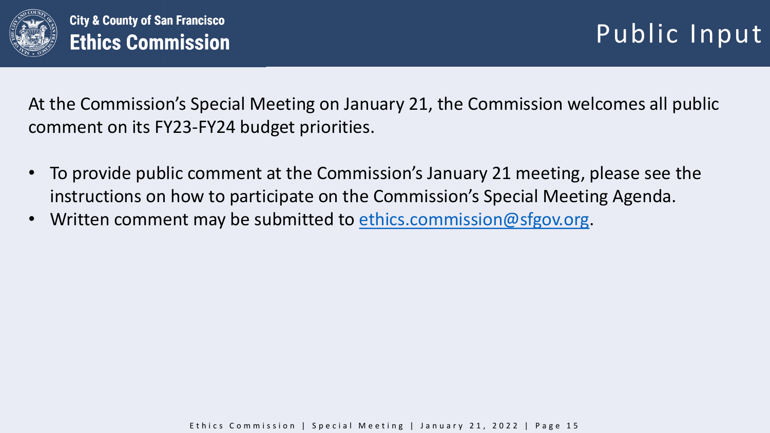# Public Input

At the Commission's Special Meeting on January 21, the Commission welcomes all public comment on its FY23-FY24 budget priorities.

- To provide public comment at the Commission's January 21 meeting, please see the instructions on how to participate on the Commission's Special Meeting Agenda.
- Written comment may be submitted to ethics.commission@sfgov.org.